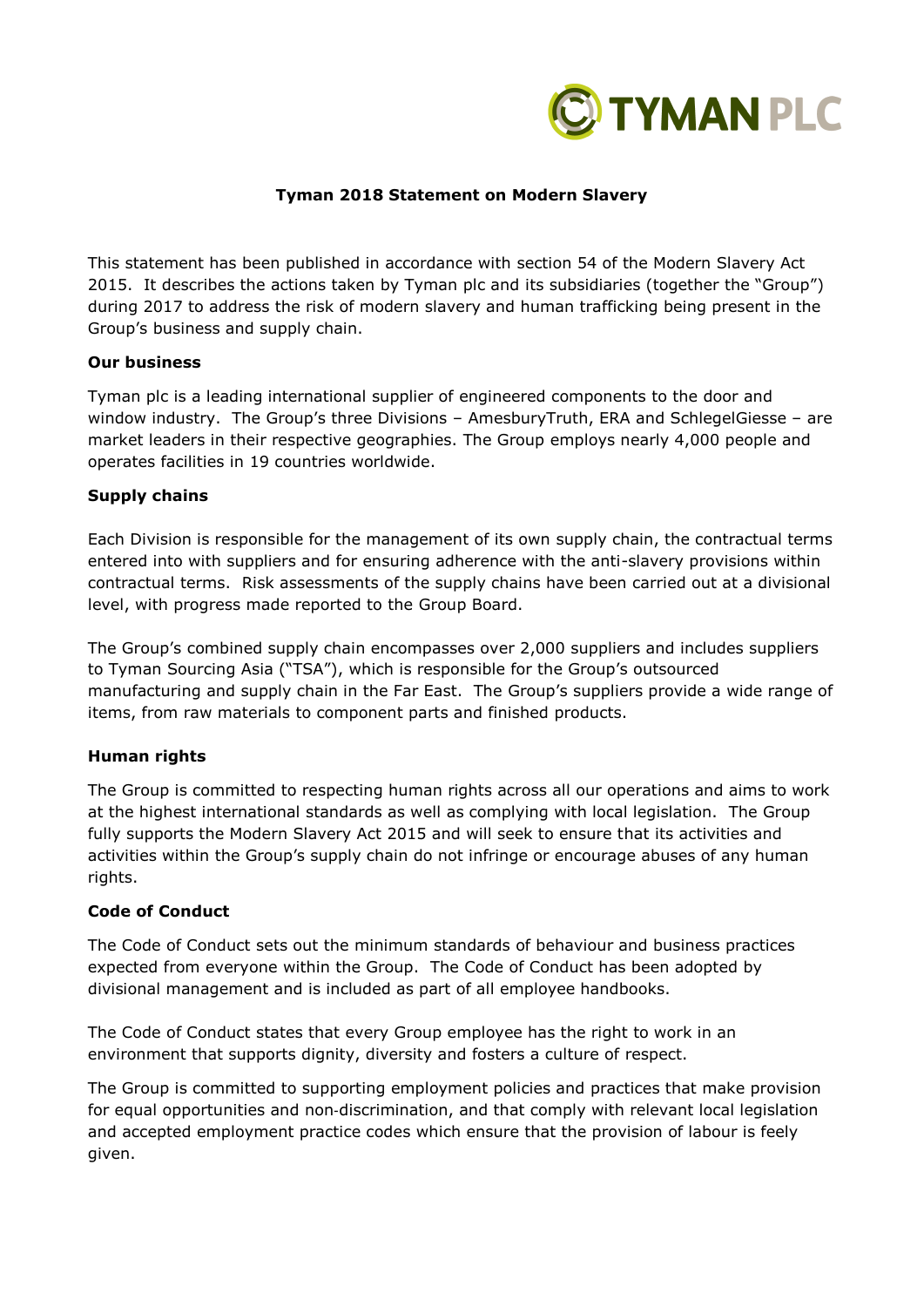# Tyman 2018 Statement on Modern Slavery

This statement has been published in accordance with section 54 of the Modern Slavery Act 2015. It describes the actions taken by Tyman plc and its subsidiaries (together the "Group") during 2017 to address the risk of modern slavery and human trafficking being present in the Group's business and supply chain.

**Our business**

Tyman plc is a leading international supplier of engineered components to the door and window industry. The Group's three Divisions – AmesburyTruth, ERA and SchlegelGiesse – are market leaders in their respective geographies. The Group employs nearly 4,000 people and operates facilities in 19 countries worldwide.

**Supply chains**

Each Division is responsible for the management of its own supply chain, the contractual terms entered into with suppliers and for ensuring adherence with the anti-slavery provisions within contractual terms. Risk assessments of the supply chains have been carried out at a divisional level, with progress made reported to the Group Board.

The Group's combined supply chain encompasses over 2,000 suppliers and includes suppliers to Tyman Sourcing Asia ("TSA"), which is responsible for the Group's outsourced manufacturing and supply chain in the Far East. The Group's suppliers provide a wide range of items, from raw materials to component parts and finished products.

**Human rights**

The Group is committed to respecting human rights across all our operations and aims to work at the highest international standards as well as complying with local legislation. The Group fully supports the Modern Slavery Act 2015 and will seek to ensure that its activities and activities within the Group's supply chain do not infringe or encourage abuses of any human rights.

**Code of Conduct**

The Code of Conduct sets out the minimum standards of behaviour and business practices expected from everyone within the Group. The Code of Conduct has been adopted by divisional management and is included as part of all employee handbooks.

The Code of Conduct states that every Group employee has the right to work in an environment that supports dignity, diversity and fosters a culture of respect.

The Group is committed to supporting employment policies and practices that make provision for equal opportunities and non-discrimination, and that comply with relevant local legislation and accepted employment practice codes which ensure that the provision of labour is feely given.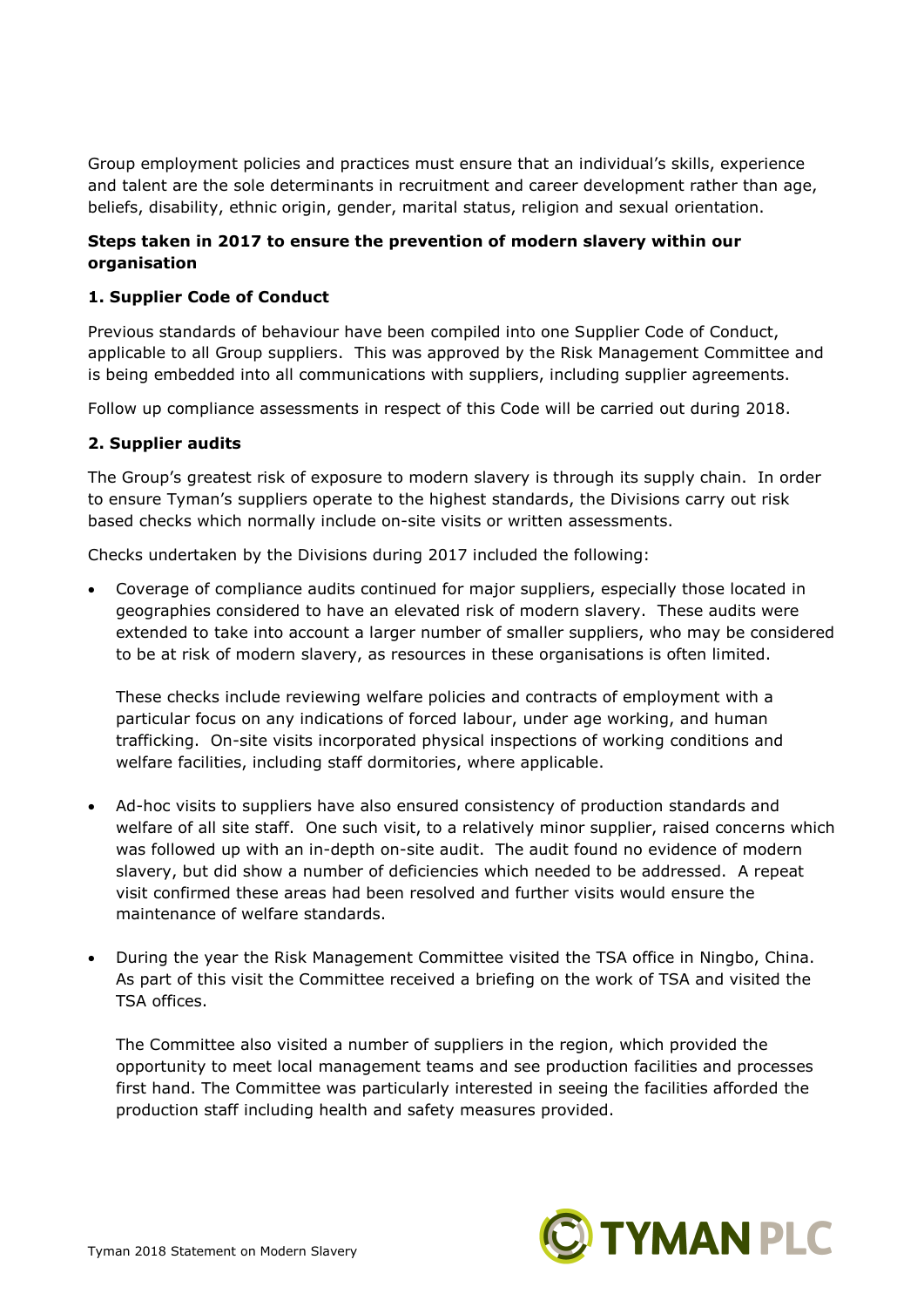Group employment policies and practices must ensure that an individual's skills, experience and talent are the sole determinants in recruitment and career development rather than age, beliefs, disability, ethnic origin, gender, marital status, religion and sexual orientation.

**Steps taken in 2017 to ensure the prevention of modern slavery within our organisation**

**1. Supplier Code of Conduct**

Previous standards of behaviour have been compiled into one Supplier Code of Conduct, applicable to all Group suppliers. This was approved by the Risk Management Committee and is being embedded into all communications with suppliers, including supplier agreements.

Follow up compliance assessments in respect of this Code will be carried out during 2018.

**2. Supplier audits**

The Group's greatest risk of exposure to modern slavery is through its supply chain. In order to ensure Tyman's suppliers operate to the highest standards, the Divisions carry out risk based checks which normally include on-site visits or written assessments.

Checks undertaken by the Divisions during 2017 included the following:

- Coverage of compliance audits continued for major suppliers, especially those located in geographies considered to have an elevated risk of modern slavery. These audits were extended to take into account a larger number of smaller suppliers, who may be considered to be at risk of modern slavery, as resources in these organisations is often limited.

  These checks include reviewing welfare policies and contracts of employment with a particular focus on any indications of forced labour, under age working, and human trafficking. On-site visits incorporated physical inspections of working conditions and welfare facilities, including staff dormitories, where applicable.

- Ad-hoc visits to suppliers have also ensured consistency of production standards and welfare of all site staff. One such visit, to a relatively minor supplier, raised concerns which was followed up with an in-depth on-site audit. The audit found no evidence of modern slavery, but did show a number of deficiencies which needed to be addressed. A repeat visit confirmed these areas had been resolved and further visits would ensure the maintenance of welfare standards.

- During the year the Risk Management Committee visited the TSA office in Ningbo, China. As part of this visit the Committee received a briefing on the work of TSA and visited the TSA offices.

  The Committee also visited a number of suppliers in the region, which provided the opportunity to meet local management teams and see production facilities and processes first hand. The Committee was particularly interested in seeing the facilities afforded the production staff including health and safety measures provided.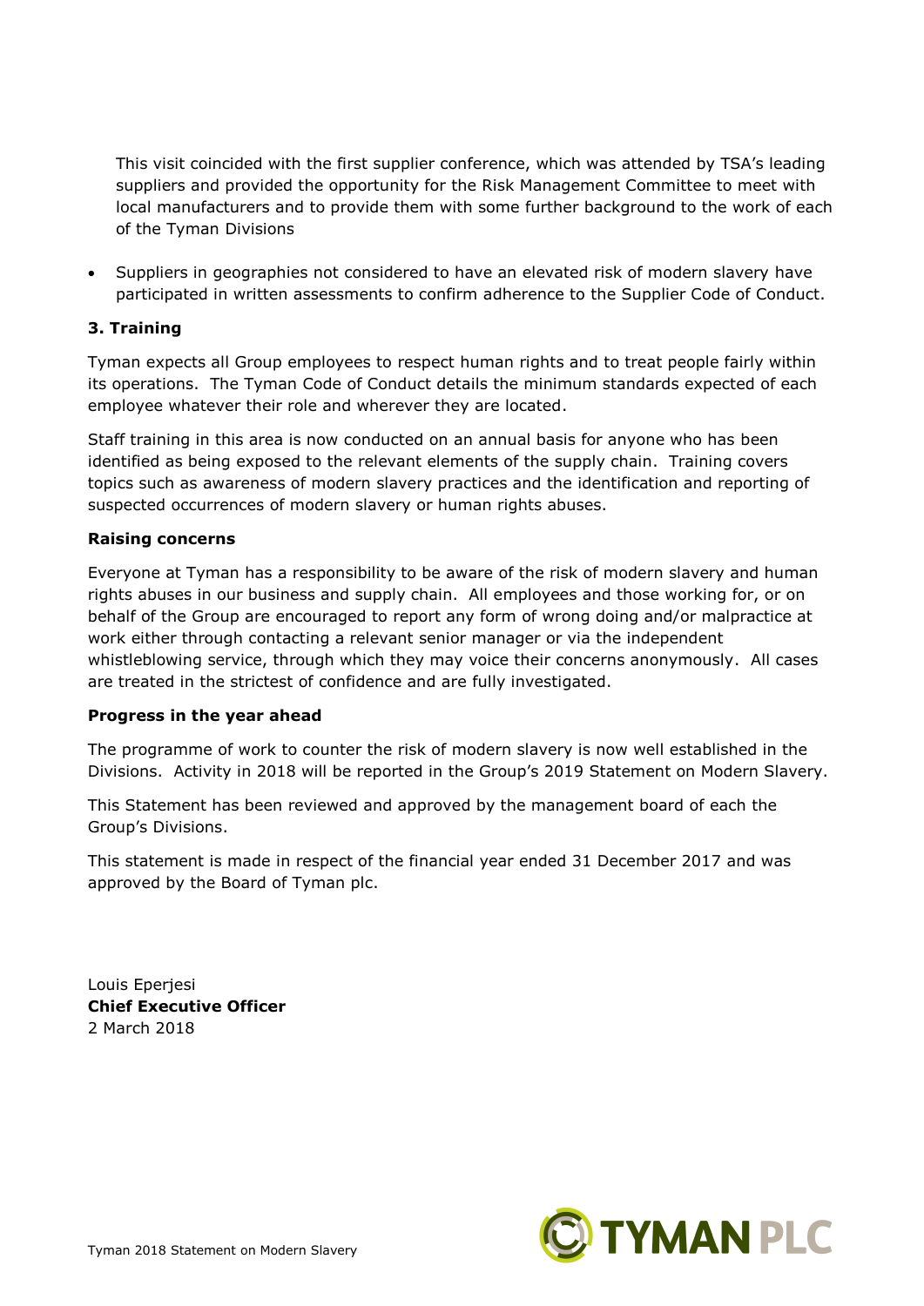This visit coincided with the first supplier conference, which was attended by TSA's leading suppliers and provided the opportunity for the Risk Management Committee to meet with local manufacturers and to provide them with some further background to the work of each of the Tyman Divisions

- Suppliers in geographies not considered to have an elevated risk of modern slavery have participated in written assessments to confirm adherence to the Supplier Code of Conduct.

### 3. Training

Tyman expects all Group employees to respect human rights and to treat people fairly within its operations. The Tyman Code of Conduct details the minimum standards expected of each employee whatever their role and wherever they are located.

Staff training in this area is now conducted on an annual basis for anyone who has been identified as being exposed to the relevant elements of the supply chain. Training covers topics such as awareness of modern slavery practices and the identification and reporting of suspected occurrences of modern slavery or human rights abuses.

### Raising concerns

Everyone at Tyman has a responsibility to be aware of the risk of modern slavery and human rights abuses in our business and supply chain. All employees and those working for, or on behalf of the Group are encouraged to report any form of wrong doing and/or malpractice at work either through contacting a relevant senior manager or via the independent whistleblowing service, through which they may voice their concerns anonymously. All cases are treated in the strictest of confidence and are fully investigated.

### Progress in the year ahead

The programme of work to counter the risk of modern slavery is now well established in the Divisions. Activity in 2018 will be reported in the Group's 2019 Statement on Modern Slavery.

This Statement has been reviewed and approved by the management board of each the Group's Divisions.

This statement is made in respect of the financial year ended 31 December 2017 and was approved by the Board of Tyman plc.

Louis Eperjesi
**Chief Executive Officer**
2 March 2018